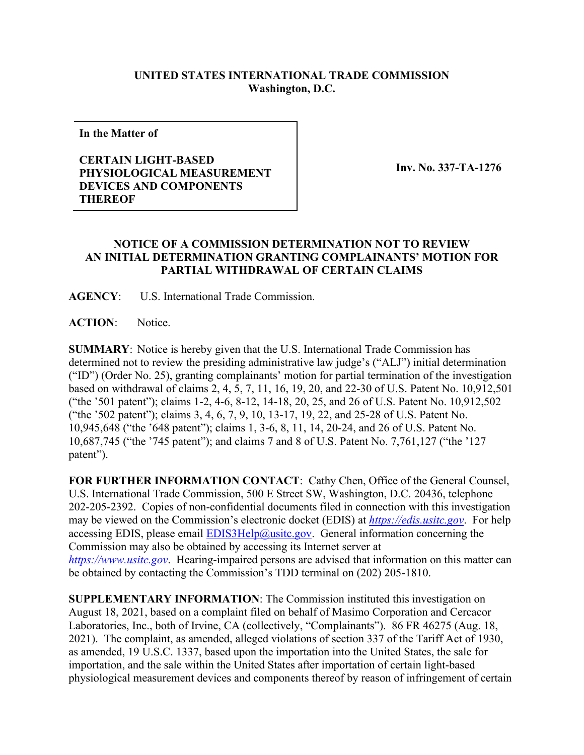**UNITED STATES INTERNATIONAL TRADE COMMISSION**
**Washington, D.C.**

| In the Matter of<br><br>**CERTAIN LIGHT-BASED PHYSIOLOGICAL MEASUREMENT DEVICES AND COMPONENTS THEREOF** | **Inv. No. 337-TA-1276** |
|---|---|

**NOTICE OF A COMMISSION DETERMINATION NOT TO REVIEW AN INITIAL DETERMINATION GRANTING COMPLAINANTS' MOTION FOR PARTIAL WITHDRAWAL OF CERTAIN CLAIMS**

**AGENCY**: U.S. International Trade Commission.

**ACTION**: Notice.

**SUMMARY**: Notice is hereby given that the U.S. International Trade Commission has determined not to review the presiding administrative law judge's ("ALJ") initial determination ("ID") (Order No. 25), granting complainants' motion for partial termination of the investigation based on withdrawal of claims 2, 4, 5, 7, 11, 16, 19, 20, and 22-30 of U.S. Patent No. 10,912,501 ("the '501 patent"); claims 1-2, 4-6, 8-12, 14-18, 20, 25, and 26 of U.S. Patent No. 10,912,502 ("the '502 patent"); claims 3, 4, 6, 7, 9, 10, 13-17, 19, 22, and 25-28 of U.S. Patent No. 10,945,648 ("the '648 patent"); claims 1, 3-6, 8, 11, 14, 20-24, and 26 of U.S. Patent No. 10,687,745 ("the '745 patent"); and claims 7 and 8 of U.S. Patent No. 7,761,127 ("the '127 patent").

**FOR FURTHER INFORMATION CONTACT**: Cathy Chen, Office of the General Counsel, U.S. International Trade Commission, 500 E Street SW, Washington, D.C. 20436, telephone 202-205-2392. Copies of non-confidential documents filed in connection with this investigation may be viewed on the Commission's electronic docket (EDIS) at *https://edis.usitc.gov*. For help accessing EDIS, please email EDIS3Help@usitc.gov. General information concerning the Commission may also be obtained by accessing its Internet server at *https://www.usitc.gov*. Hearing-impaired persons are advised that information on this matter can be obtained by contacting the Commission's TDD terminal on (202) 205-1810.

**SUPPLEMENTARY INFORMATION**: The Commission instituted this investigation on August 18, 2021, based on a complaint filed on behalf of Masimo Corporation and Cercacor Laboratories, Inc., both of Irvine, CA (collectively, "Complainants"). 86 FR 46275 (Aug. 18, 2021). The complaint, as amended, alleged violations of section 337 of the Tariff Act of 1930, as amended, 19 U.S.C. 1337, based upon the importation into the United States, the sale for importation, and the sale within the United States after importation of certain light-based physiological measurement devices and components thereof by reason of infringement of certain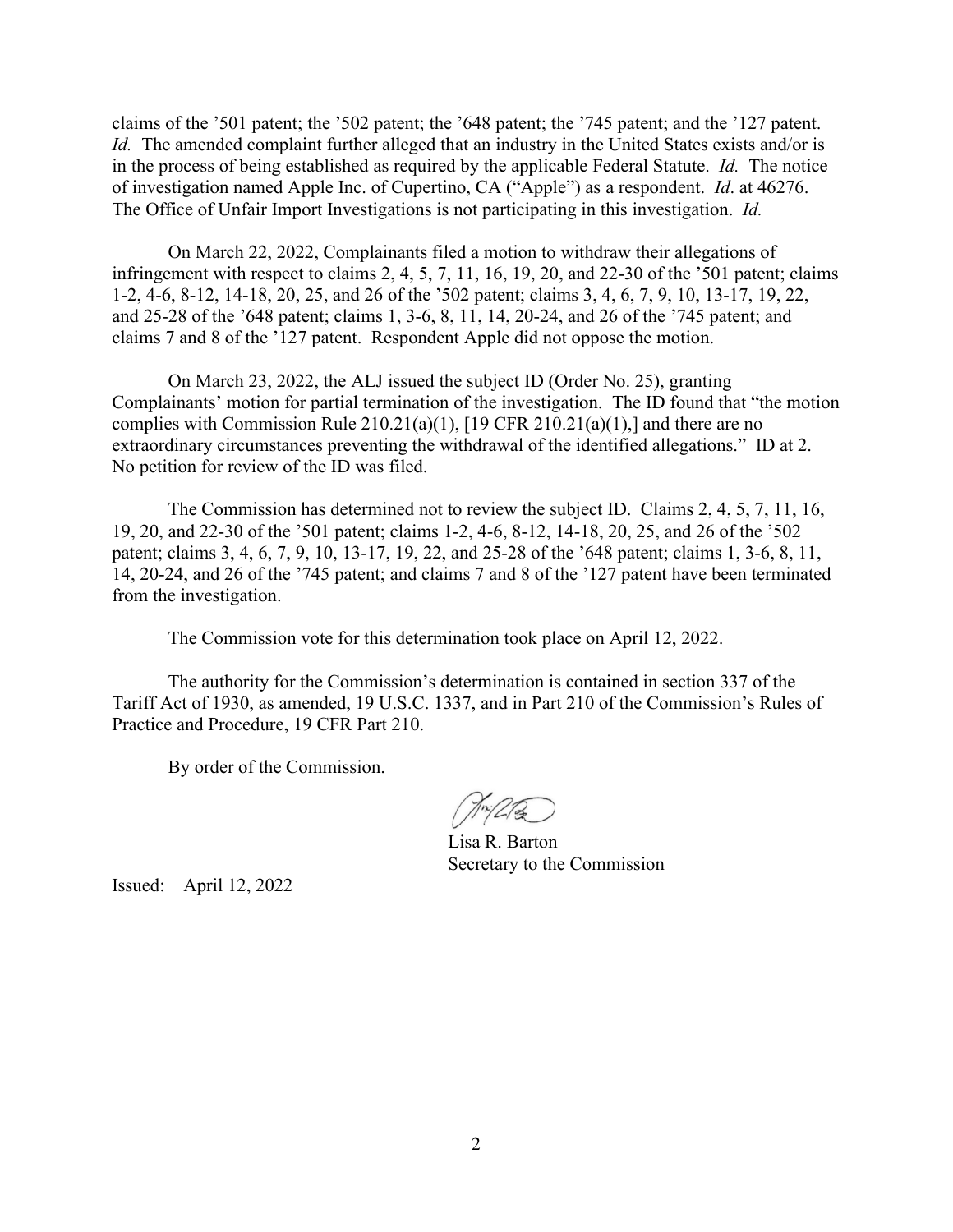claims of the ’501 patent; the ’502 patent; the ’648 patent; the ’745 patent; and the ’127 patent. *Id.* The amended complaint further alleged that an industry in the United States exists and/or is in the process of being established as required by the applicable Federal Statute. *Id.* The notice of investigation named Apple Inc. of Cupertino, CA (“Apple”) as a respondent. *Id*. at 46276. The Office of Unfair Import Investigations is not participating in this investigation. *Id.*

On March 22, 2022, Complainants filed a motion to withdraw their allegations of infringement with respect to claims 2, 4, 5, 7, 11, 16, 19, 20, and 22-30 of the ’501 patent; claims 1-2, 4-6, 8-12, 14-18, 20, 25, and 26 of the ’502 patent; claims 3, 4, 6, 7, 9, 10, 13-17, 19, 22, and 25-28 of the ’648 patent; claims 1, 3-6, 8, 11, 14, 20-24, and 26 of the ’745 patent; and claims 7 and 8 of the ’127 patent. Respondent Apple did not oppose the motion.

On March 23, 2022, the ALJ issued the subject ID (Order No. 25), granting Complainants’ motion for partial termination of the investigation. The ID found that “the motion complies with Commission Rule 210.21(a)(1), [19 CFR 210.21(a)(1),] and there are no extraordinary circumstances preventing the withdrawal of the identified allegations.” ID at 2. No petition for review of the ID was filed.

The Commission has determined not to review the subject ID. Claims 2, 4, 5, 7, 11, 16, 19, 20, and 22-30 of the ’501 patent; claims 1-2, 4-6, 8-12, 14-18, 20, 25, and 26 of the ’502 patent; claims 3, 4, 6, 7, 9, 10, 13-17, 19, 22, and 25-28 of the ’648 patent; claims 1, 3-6, 8, 11, 14, 20-24, and 26 of the ’745 patent; and claims 7 and 8 of the ’127 patent have been terminated from the investigation.

The Commission vote for this determination took place on April 12, 2022.

The authority for the Commission’s determination is contained in section 337 of the Tariff Act of 1930, as amended, 19 U.S.C. 1337, and in Part 210 of the Commission’s Rules of Practice and Procedure, 19 CFR Part 210.

By order of the Commission.

Lisa R. Barton
Secretary to the Commission

Issued: April 12, 2022